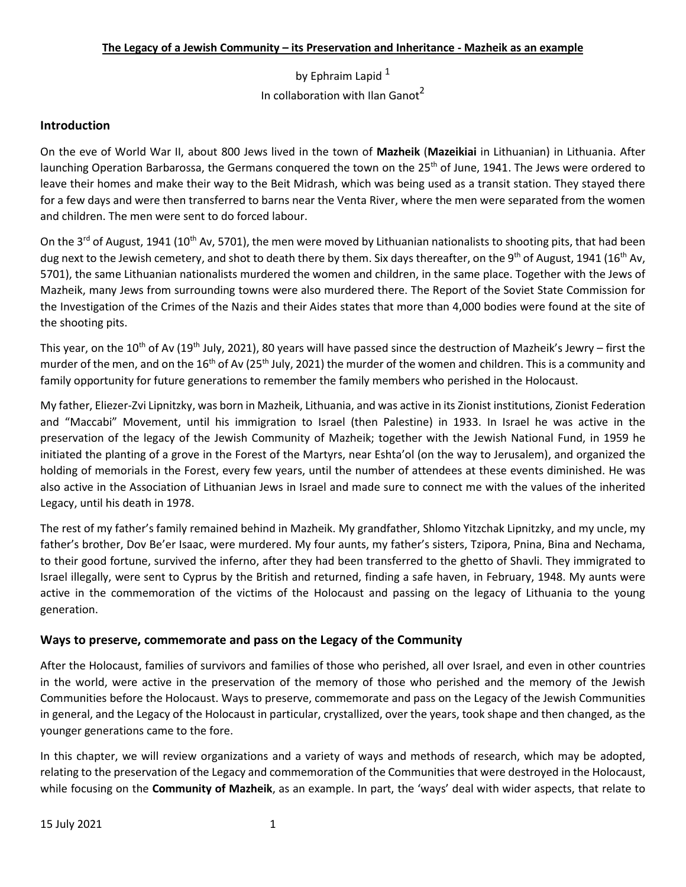**The Legacy of a Jewish Community – its Preservation and Inheritance - Mazheik as an example**

by Ephraim Lapid [1]

In collaboration with Ilan Ganot[2]

## Introduction

On the eve of World War II, about 800 Jews lived in the town of **Mazheik** (**Mazeikiai** in Lithuanian) in Lithuania. After launching Operation Barbarossa, the Germans conquered the town on the 25th of June, 1941. The Jews were ordered to leave their homes and make their way to the Beit Midrash, which was being used as a transit station. They stayed there for a few days and were then transferred to barns near the Venta River, where the men were separated from the women and children. The men were sent to do forced labour.

On the 3rd of August, 1941 (10th Av, 5701), the men were moved by Lithuanian nationalists to shooting pits, that had been dug next to the Jewish cemetery, and shot to death there by them. Six days thereafter, on the 9th of August, 1941 (16th Av, 5701), the same Lithuanian nationalists murdered the women and children, in the same place. Together with the Jews of Mazheik, many Jews from surrounding towns were also murdered there. The Report of the Soviet State Commission for the Investigation of the Crimes of the Nazis and their Aides states that more than 4,000 bodies were found at the site of the shooting pits.

This year, on the 10th of Av (19th July, 2021), 80 years will have passed since the destruction of Mazheik's Jewry – first the murder of the men, and on the 16th of Av (25th July, 2021) the murder of the women and children. This is a community and family opportunity for future generations to remember the family members who perished in the Holocaust.

My father, Eliezer-Zvi Lipnitzky, was born in Mazheik, Lithuania, and was active in its Zionist institutions, Zionist Federation and "Maccabi" Movement, until his immigration to Israel (then Palestine) in 1933. In Israel he was active in the preservation of the legacy of the Jewish Community of Mazheik; together with the Jewish National Fund, in 1959 he initiated the planting of a grove in the Forest of the Martyrs, near Eshta'ol (on the way to Jerusalem), and organized the holding of memorials in the Forest, every few years, until the number of attendees at these events diminished. He was also active in the Association of Lithuanian Jews in Israel and made sure to connect me with the values of the inherited Legacy, until his death in 1978.

The rest of my father's family remained behind in Mazheik. My grandfather, Shlomo Yitzchak Lipnitzky, and my uncle, my father's brother, Dov Be'er Isaac, were murdered. My four aunts, my father's sisters, Tzipora, Pnina, Bina and Nechama, to their good fortune, survived the inferno, after they had been transferred to the ghetto of Shavli. They immigrated to Israel illegally, were sent to Cyprus by the British and returned, finding a safe haven, in February, 1948. My aunts were active in the commemoration of the victims of the Holocaust and passing on the legacy of Lithuania to the young generation.

## Ways to preserve, commemorate and pass on the Legacy of the Community

After the Holocaust, families of survivors and families of those who perished, all over Israel, and even in other countries in the world, were active in the preservation of the memory of those who perished and the memory of the Jewish Communities before the Holocaust. Ways to preserve, commemorate and pass on the Legacy of the Jewish Communities in general, and the Legacy of the Holocaust in particular, crystallized, over the years, took shape and then changed, as the younger generations came to the fore.

In this chapter, we will review organizations and a variety of ways and methods of research, which may be adopted, relating to the preservation of the Legacy and commemoration of the Communities that were destroyed in the Holocaust, while focusing on the **Community of Mazheik**, as an example. In part, the 'ways' deal with wider aspects, that relate to

15 July 2021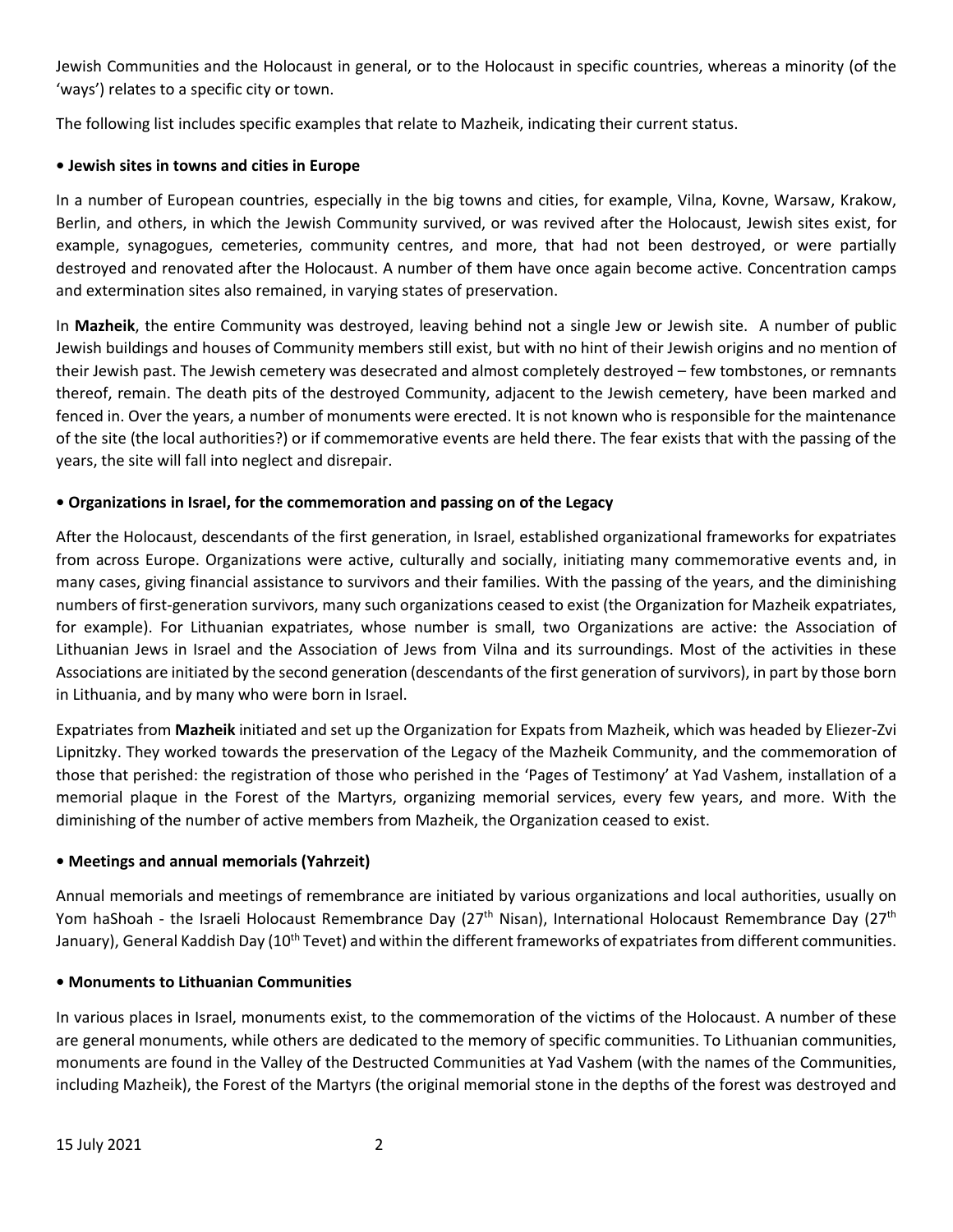Jewish Communities and the Holocaust in general, or to the Holocaust in specific countries, whereas a minority (of the 'ways') relates to a specific city or town.

The following list includes specific examples that relate to Mazheik, indicating their current status.

**• Jewish sites in towns and cities in Europe**

In a number of European countries, especially in the big towns and cities, for example, Vilna, Kovne, Warsaw, Krakow, Berlin, and others, in which the Jewish Community survived, or was revived after the Holocaust, Jewish sites exist, for example, synagogues, cemeteries, community centres, and more, that had not been destroyed, or were partially destroyed and renovated after the Holocaust. A number of them have once again become active. Concentration camps and extermination sites also remained, in varying states of preservation.

In **Mazheik**, the entire Community was destroyed, leaving behind not a single Jew or Jewish site. A number of public Jewish buildings and houses of Community members still exist, but with no hint of their Jewish origins and no mention of their Jewish past. The Jewish cemetery was desecrated and almost completely destroyed – few tombstones, or remnants thereof, remain. The death pits of the destroyed Community, adjacent to the Jewish cemetery, have been marked and fenced in. Over the years, a number of monuments were erected. It is not known who is responsible for the maintenance of the site (the local authorities?) or if commemorative events are held there. The fear exists that with the passing of the years, the site will fall into neglect and disrepair.

**• Organizations in Israel, for the commemoration and passing on of the Legacy**

After the Holocaust, descendants of the first generation, in Israel, established organizational frameworks for expatriates from across Europe. Organizations were active, culturally and socially, initiating many commemorative events and, in many cases, giving financial assistance to survivors and their families. With the passing of the years, and the diminishing numbers of first-generation survivors, many such organizations ceased to exist (the Organization for Mazheik expatriates, for example). For Lithuanian expatriates, whose number is small, two Organizations are active: the Association of Lithuanian Jews in Israel and the Association of Jews from Vilna and its surroundings. Most of the activities in these Associations are initiated by the second generation (descendants of the first generation of survivors), in part by those born in Lithuania, and by many who were born in Israel.

Expatriates from **Mazheik** initiated and set up the Organization for Expats from Mazheik, which was headed by Eliezer-Zvi Lipnitzky. They worked towards the preservation of the Legacy of the Mazheik Community, and the commemoration of those that perished: the registration of those who perished in the 'Pages of Testimony' at Yad Vashem, installation of a memorial plaque in the Forest of the Martyrs, organizing memorial services, every few years, and more. With the diminishing of the number of active members from Mazheik, the Organization ceased to exist.

**• Meetings and annual memorials (Yahrzeit)**

Annual memorials and meetings of remembrance are initiated by various organizations and local authorities, usually on Yom haShoah - the Israeli Holocaust Remembrance Day (27th Nisan), International Holocaust Remembrance Day (27th January), General Kaddish Day (10th Tevet) and within the different frameworks of expatriates from different communities.

**• Monuments to Lithuanian Communities**

In various places in Israel, monuments exist, to the commemoration of the victims of the Holocaust. A number of these are general monuments, while others are dedicated to the memory of specific communities. To Lithuanian communities, monuments are found in the Valley of the Destructed Communities at Yad Vashem (with the names of the Communities, including Mazheik), the Forest of the Martyrs (the original memorial stone in the depths of the forest was destroyed and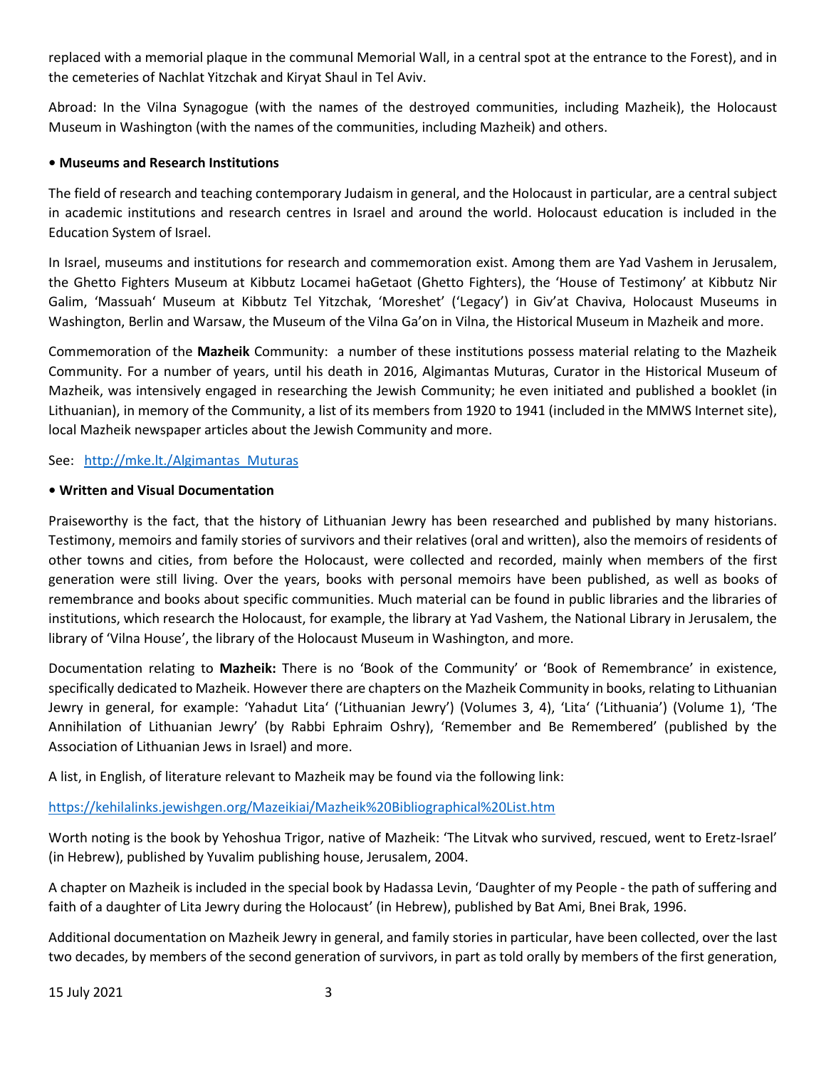replaced with a memorial plaque in the communal Memorial Wall, in a central spot at the entrance to the Forest), and in the cemeteries of Nachlat Yitzchak and Kiryat Shaul in Tel Aviv.

Abroad: In the Vilna Synagogue (with the names of the destroyed communities, including Mazheik), the Holocaust Museum in Washington (with the names of the communities, including Mazheik) and others.

**• Museums and Research Institutions**

The field of research and teaching contemporary Judaism in general, and the Holocaust in particular, are a central subject in academic institutions and research centres in Israel and around the world. Holocaust education is included in the Education System of Israel.

In Israel, museums and institutions for research and commemoration exist. Among them are Yad Vashem in Jerusalem, the Ghetto Fighters Museum at Kibbutz Locamei haGetaot (Ghetto Fighters), the 'House of Testimony' at Kibbutz Nir Galim, 'Massuah' Museum at Kibbutz Tel Yitzchak, 'Moreshet' ('Legacy') in Giv'at Chaviva, Holocaust Museums in Washington, Berlin and Warsaw, the Museum of the Vilna Ga'on in Vilna, the Historical Museum in Mazheik and more.

Commemoration of the **Mazheik** Community: a number of these institutions possess material relating to the Mazheik Community. For a number of years, until his death in 2016, Algimantas Muturas, Curator in the Historical Museum of Mazheik, was intensively engaged in researching the Jewish Community; he even initiated and published a booklet (in Lithuanian), in memory of the Community, a list of its members from 1920 to 1941 (included in the MMWS Internet site), local Mazheik newspaper articles about the Jewish Community and more.

See: http://mke.lt./Algimantas_Muturas

**• Written and Visual Documentation**

Praiseworthy is the fact, that the history of Lithuanian Jewry has been researched and published by many historians. Testimony, memoirs and family stories of survivors and their relatives (oral and written), also the memoirs of residents of other towns and cities, from before the Holocaust, were collected and recorded, mainly when members of the first generation were still living. Over the years, books with personal memoirs have been published, as well as books of remembrance and books about specific communities. Much material can be found in public libraries and the libraries of institutions, which research the Holocaust, for example, the library at Yad Vashem, the National Library in Jerusalem, the library of 'Vilna House', the library of the Holocaust Museum in Washington, and more.

Documentation relating to **Mazheik:** There is no 'Book of the Community' or 'Book of Remembrance' in existence, specifically dedicated to Mazheik. However there are chapters on the Mazheik Community in books, relating to Lithuanian Jewry in general, for example: 'Yahadut Lita' ('Lithuanian Jewry') (Volumes 3, 4), 'Lita' ('Lithuania') (Volume 1), 'The Annihilation of Lithuanian Jewry' (by Rabbi Ephraim Oshry), 'Remember and Be Remembered' (published by the Association of Lithuanian Jews in Israel) and more.

A list, in English, of literature relevant to Mazheik may be found via the following link:

https://kehilalinks.jewishgen.org/Mazeikiai/Mazheik%20Bibliographical%20List.htm

Worth noting is the book by Yehoshua Trigor, native of Mazheik: 'The Litvak who survived, rescued, went to Eretz-Israel' (in Hebrew), published by Yuvalim publishing house, Jerusalem, 2004.

A chapter on Mazheik is included in the special book by Hadassa Levin, 'Daughter of my People - the path of suffering and faith of a daughter of Lita Jewry during the Holocaust' (in Hebrew), published by Bat Ami, Bnei Brak, 1996.

Additional documentation on Mazheik Jewry in general, and family stories in particular, have been collected, over the last two decades, by members of the second generation of survivors, in part as told orally by members of the first generation,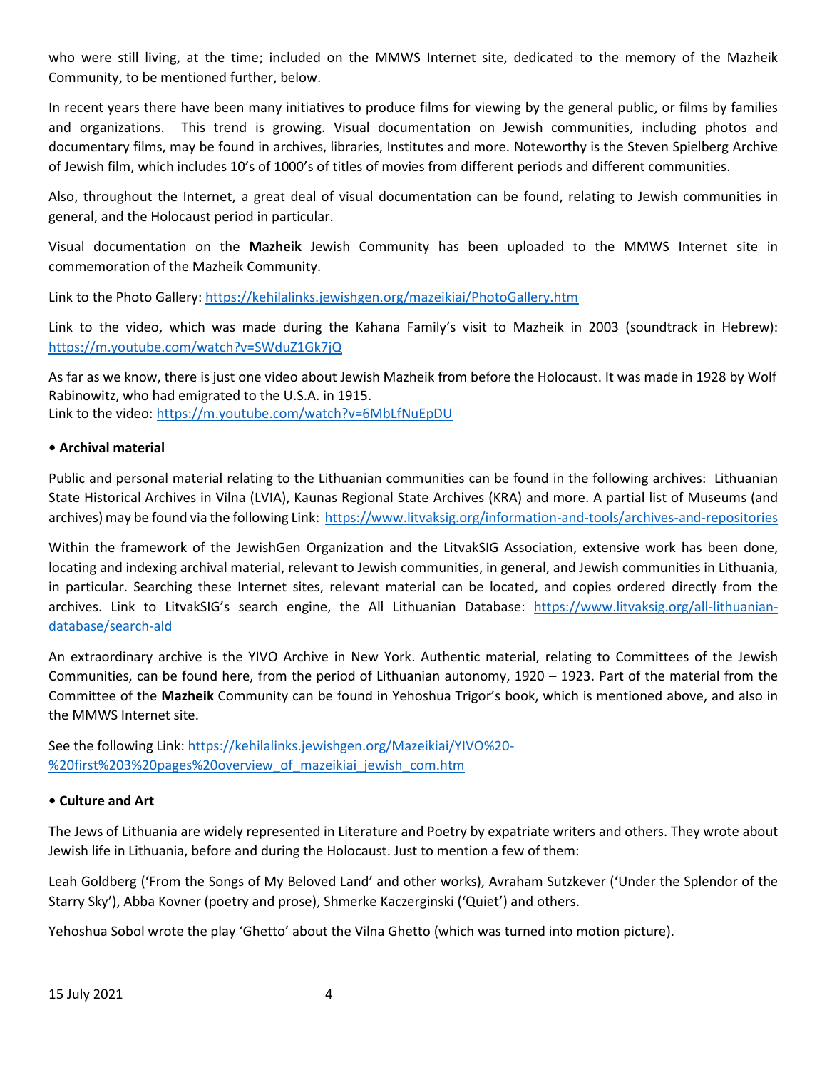who were still living, at the time; included on the MMWS Internet site, dedicated to the memory of the Mazheik Community, to be mentioned further, below.

In recent years there have been many initiatives to produce films for viewing by the general public, or films by families and organizations. This trend is growing. Visual documentation on Jewish communities, including photos and documentary films, may be found in archives, libraries, Institutes and more. Noteworthy is the Steven Spielberg Archive of Jewish film, which includes 10's of 1000's of titles of movies from different periods and different communities.

Also, throughout the Internet, a great deal of visual documentation can be found, relating to Jewish communities in general, and the Holocaust period in particular.

Visual documentation on the **Mazheik** Jewish Community has been uploaded to the MMWS Internet site in commemoration of the Mazheik Community.

Link to the Photo Gallery: https://kehilalinks.jewishgen.org/mazeikiai/PhotoGallery.htm

Link to the video, which was made during the Kahana Family's visit to Mazheik in 2003 (soundtrack in Hebrew): https://m.youtube.com/watch?v=SWduZ1Gk7jQ

As far as we know, there is just one video about Jewish Mazheik from before the Holocaust. It was made in 1928 by Wolf Rabinowitz, who had emigrated to the U.S.A. in 1915.
Link to the video: https://m.youtube.com/watch?v=6MbLfNuEpDU

**• Archival material**

Public and personal material relating to the Lithuanian communities can be found in the following archives: Lithuanian State Historical Archives in Vilna (LVIA), Kaunas Regional State Archives (KRA) and more. A partial list of Museums (and archives) may be found via the following Link: https://www.litvaksig.org/information-and-tools/archives-and-repositories

Within the framework of the JewishGen Organization and the LitvakSIG Association, extensive work has been done, locating and indexing archival material, relevant to Jewish communities, in general, and Jewish communities in Lithuania, in particular. Searching these Internet sites, relevant material can be located, and copies ordered directly from the archives. Link to LitvakSIG's search engine, the All Lithuanian Database: https://www.litvaksig.org/all-lithuanian-database/search-ald

An extraordinary archive is the YIVO Archive in New York. Authentic material, relating to Committees of the Jewish Communities, can be found here, from the period of Lithuanian autonomy, 1920 – 1923. Part of the material from the Committee of the **Mazheik** Community can be found in Yehoshua Trigor's book, which is mentioned above, and also in the MMWS Internet site.

See the following Link: https://kehilalinks.jewishgen.org/Mazeikiai/YIVO%20-%20first%203%20pages%20overview_of_mazeikiai_jewish_com.htm

**• Culture and Art**

The Jews of Lithuania are widely represented in Literature and Poetry by expatriate writers and others. They wrote about Jewish life in Lithuania, before and during the Holocaust. Just to mention a few of them:

Leah Goldberg ('From the Songs of My Beloved Land' and other works), Avraham Sutzkever ('Under the Splendor of the Starry Sky'), Abba Kovner (poetry and prose), Shmerke Kaczerginski ('Quiet') and others.

Yehoshua Sobol wrote the play 'Ghetto' about the Vilna Ghetto (which was turned into motion picture).

15 July 2021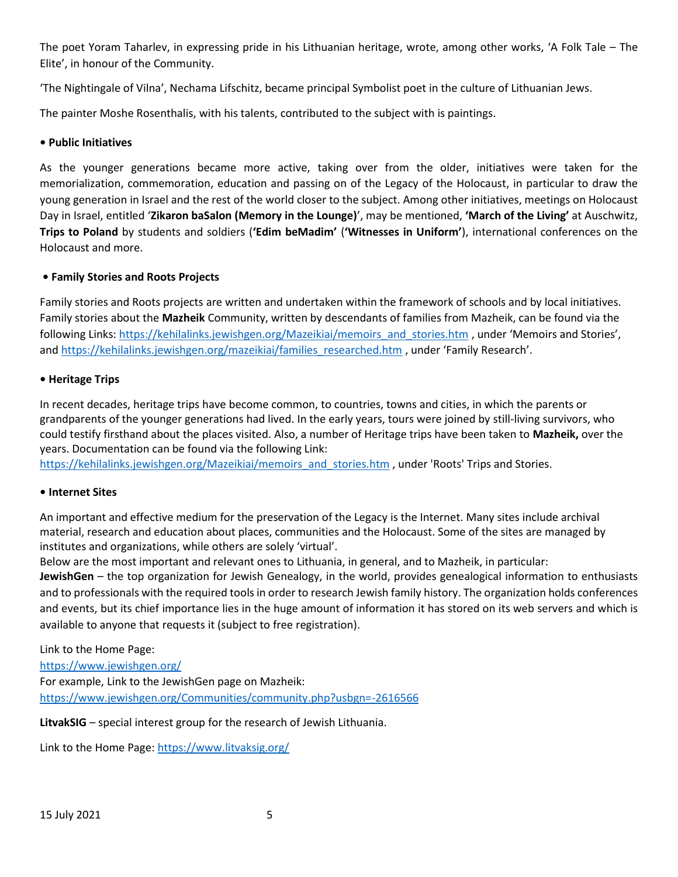The poet Yoram Taharlev, in expressing pride in his Lithuanian heritage, wrote, among other works, 'A Folk Tale – The Elite', in honour of the Community.

'The Nightingale of Vilna', Nechama Lifschitz, became principal Symbolist poet in the culture of Lithuanian Jews.

The painter Moshe Rosenthalis, with his talents, contributed to the subject with is paintings.

**• Public Initiatives**

As the younger generations became more active, taking over from the older, initiatives were taken for the memorialization, commemoration, education and passing on of the Legacy of the Holocaust, in particular to draw the young generation in Israel and the rest of the world closer to the subject. Among other initiatives, meetings on Holocaust Day in Israel, entitled '**Zikaron baSalon (Memory in the Lounge)**', may be mentioned, **'March of the Living'** at Auschwitz, **Trips to Poland** by students and soldiers (**'Edim beMadim'** (**'Witnesses in Uniform'**), international conferences on the Holocaust and more.

**• Family Stories and Roots Projects**

Family stories and Roots projects are written and undertaken within the framework of schools and by local initiatives. Family stories about the **Mazheik** Community, written by descendants of families from Mazheik, can be found via the following Links: https://kehilalinks.jewishgen.org/Mazeikiai/memoirs_and_stories.htm , under 'Memoirs and Stories', and https://kehilalinks.jewishgen.org/mazeikiai/families_researched.htm , under 'Family Research'.

**• Heritage Trips**

In recent decades, heritage trips have become common, to countries, towns and cities, in which the parents or grandparents of the younger generations had lived. In the early years, tours were joined by still-living survivors, who could testify firsthand about the places visited. Also, a number of Heritage trips have been taken to **Mazheik,** over the years. Documentation can be found via the following Link:
https://kehilalinks.jewishgen.org/Mazeikiai/memoirs_and_stories.htm , under 'Roots' Trips and Stories.

**• Internet Sites**

An important and effective medium for the preservation of the Legacy is the Internet. Many sites include archival material, research and education about places, communities and the Holocaust. Some of the sites are managed by institutes and organizations, while others are solely 'virtual'.
Below are the most important and relevant ones to Lithuania, in general, and to Mazheik, in particular:
**JewishGen** – the top organization for Jewish Genealogy, in the world, provides genealogical information to enthusiasts and to professionals with the required tools in order to research Jewish family history. The organization holds conferences and events, but its chief importance lies in the huge amount of information it has stored on its web servers and which is available to anyone that requests it (subject to free registration).

Link to the Home Page:
https://www.jewishgen.org/
For example, Link to the JewishGen page on Mazheik:
https://www.jewishgen.org/Communities/community.php?usbgn=-2616566

**LitvakSIG** – special interest group for the research of Jewish Lithuania.

Link to the Home Page: https://www.litvaksig.org/

15 July 2021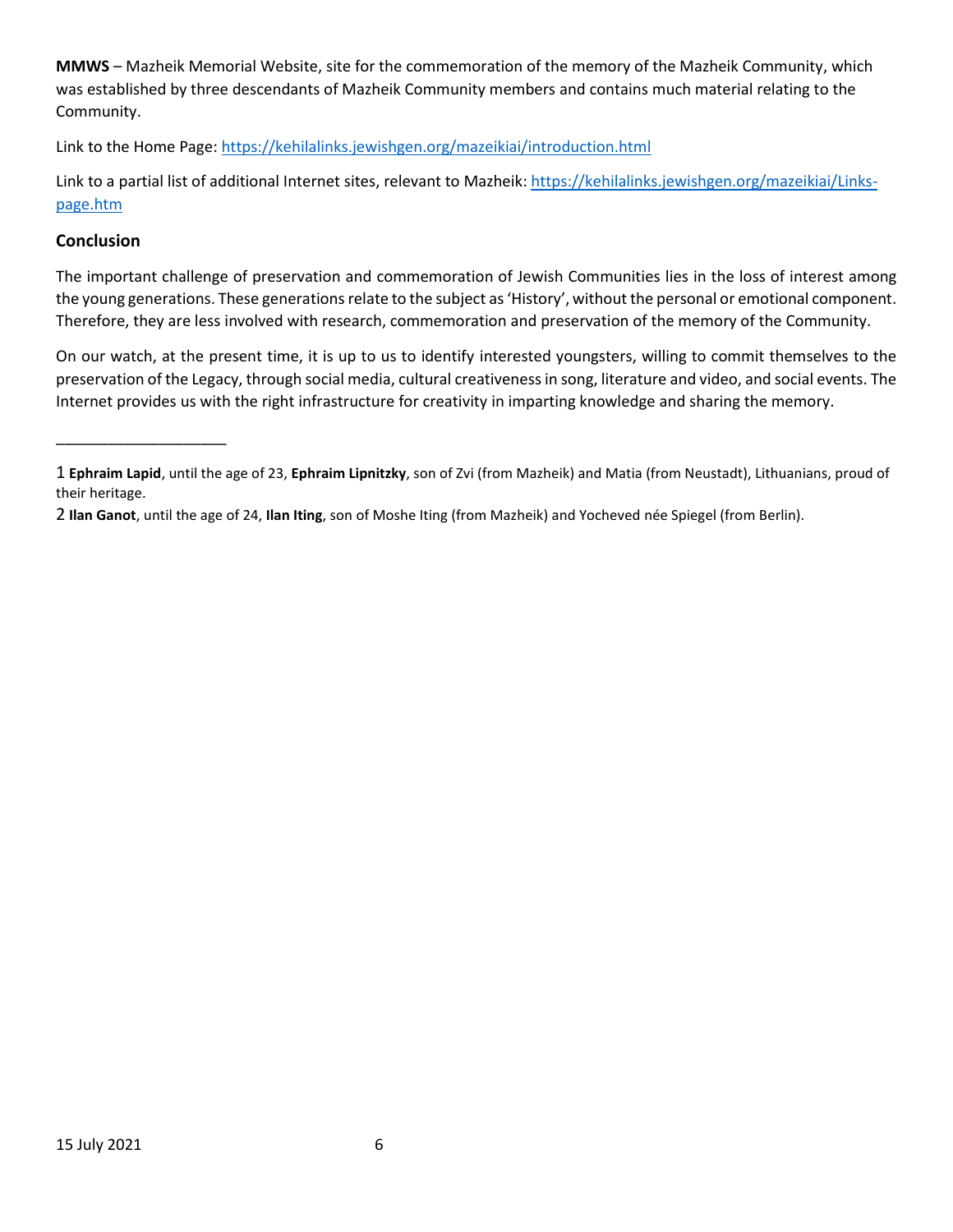**MMWS** – Mazheik Memorial Website, site for the commemoration of the memory of the Mazheik Community, which was established by three descendants of Mazheik Community members and contains much material relating to the Community.

Link to the Home Page: https://kehilalinks.jewishgen.org/mazeikiai/introduction.html

Link to a partial list of additional Internet sites, relevant to Mazheik: https://kehilalinks.jewishgen.org/mazeikiai/Links-page.htm

## Conclusion

The important challenge of preservation and commemoration of Jewish Communities lies in the loss of interest among the young generations. These generations relate to the subject as 'History', without the personal or emotional component. Therefore, they are less involved with research, commemoration and preservation of the memory of the Community.

On our watch, at the present time, it is up to us to identify interested youngsters, willing to commit themselves to the preservation of the Legacy, through social media, cultural creativeness in song, literature and video, and social events. The Internet provides us with the right infrastructure for creativity in imparting knowledge and sharing the memory.

---

1 **Ephraim Lapid**, until the age of 23, **Ephraim Lipnitzky**, son of Zvi (from Mazheik) and Matia (from Neustadt), Lithuanians, proud of their heritage.

2 **Ilan Ganot**, until the age of 24, **Ilan Iting**, son of Moshe Iting (from Mazheik) and Yocheved née Spiegel (from Berlin).

15 July 2021